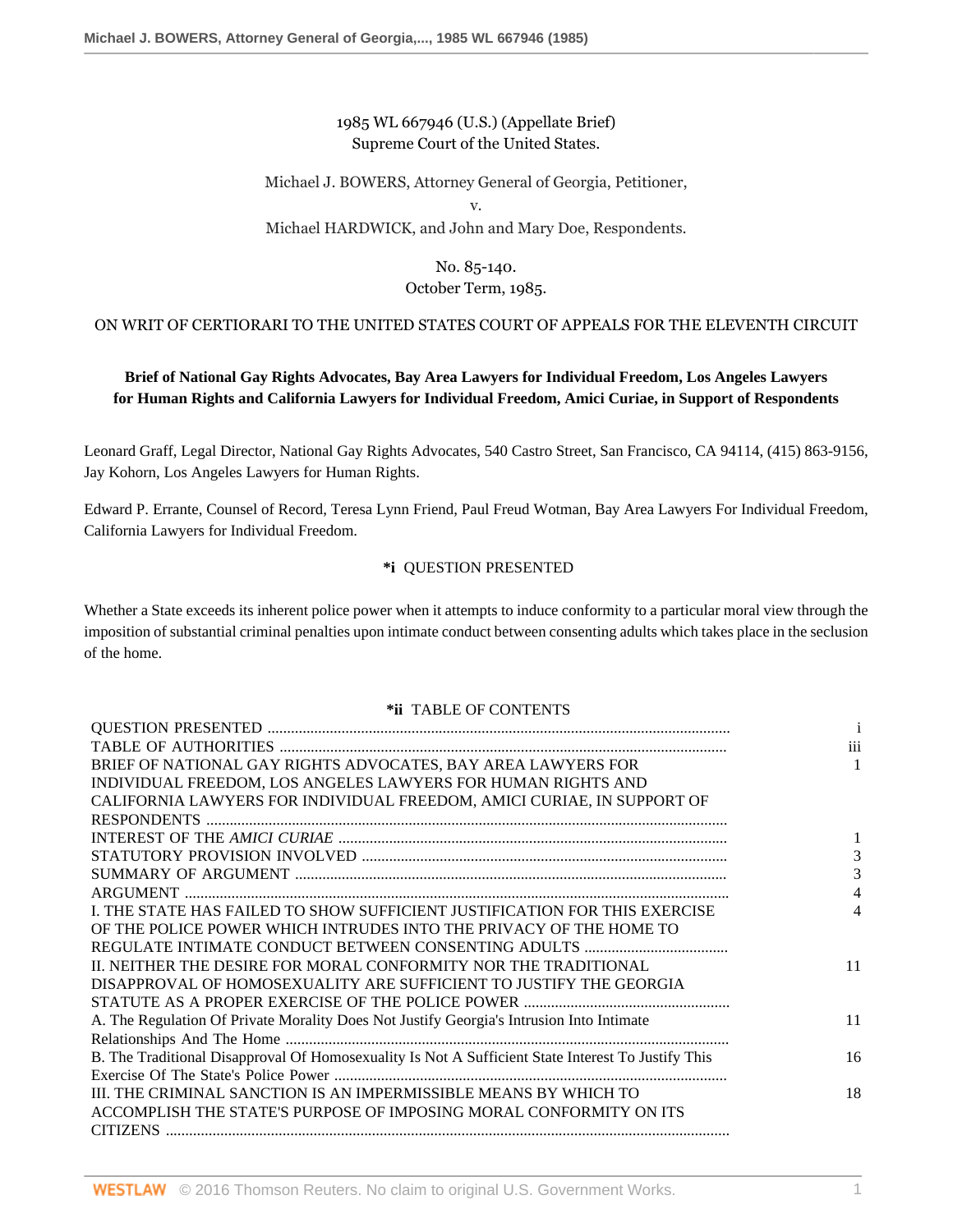1985 WL 667946 (U.S.) (Appellate Brief)
Supreme Court of the United States.

Michael J. BOWERS, Attorney General of Georgia, Petitioner,
v.
Michael HARDWICK, and John and Mary Doe, Respondents.

No. 85-140.
October Term, 1985.

ON WRIT OF CERTIORARI TO THE UNITED STATES COURT OF APPEALS FOR THE ELEVENTH CIRCUIT

**Brief of National Gay Rights Advocates, Bay Area Lawyers for Individual Freedom, Los Angeles Lawyers for Human Rights and California Lawyers for Individual Freedom, Amici Curiae, in Support of Respondents**

Leonard Graff, Legal Director, National Gay Rights Advocates, 540 Castro Street, San Francisco, CA 94114, (415) 863-9156, Jay Kohorn, Los Angeles Lawyers for Human Rights.

Edward P. Errante, Counsel of Record, Teresa Lynn Friend, Paul Freud Wotman, Bay Area Lawyers For Individual Freedom, California Lawyers for Individual Freedom.

**\*i** QUESTION PRESENTED

Whether a State exceeds its inherent police power when it attempts to induce conformity to a particular moral view through the imposition of substantial criminal penalties upon intimate conduct between consenting adults which takes place in the seclusion of the home.

**\*ii** TABLE OF CONTENTS

| | |
|---|---|
| QUESTION PRESENTED | i |
| TABLE OF AUTHORITIES | iii |
| BRIEF OF NATIONAL GAY RIGHTS ADVOCATES, BAY AREA LAWYERS FOR INDIVIDUAL FREEDOM, LOS ANGELES LAWYERS FOR HUMAN RIGHTS AND CALIFORNIA LAWYERS FOR INDIVIDUAL FREEDOM, AMICI CURIAE, IN SUPPORT OF RESPONDENTS | 1 |
| INTEREST OF THE *AMICI CURIAE* | 1 |
| STATUTORY PROVISION INVOLVED | 3 |
| SUMMARY OF ARGUMENT | 3 |
| ARGUMENT | 4 |
| I. THE STATE HAS FAILED TO SHOW SUFFICIENT JUSTIFICATION FOR THIS EXERCISE OF THE POLICE POWER WHICH INTRUDES INTO THE PRIVACY OF THE HOME TO REGULATE INTIMATE CONDUCT BETWEEN CONSENTING ADULTS | 4 |
| II. NEITHER THE DESIRE FOR MORAL CONFORMITY NOR THE TRADITIONAL DISAPPROVAL OF HOMOSEXUALITY ARE SUFFICIENT TO JUSTIFY THE GEORGIA STATUTE AS A PROPER EXERCISE OF THE POLICE POWER | 11 |
| A. The Regulation Of Private Morality Does Not Justify Georgia's Intrusion Into Intimate Relationships And The Home | 11 |
| B. The Traditional Disapproval Of Homosexuality Is Not A Sufficient State Interest To Justify This Exercise Of The State's Police Power | 16 |
| III. THE CRIMINAL SANCTION IS AN IMPERMISSIBLE MEANS BY WHICH TO ACCOMPLISH THE STATE'S PURPOSE OF IMPOSING MORAL CONFORMITY ON ITS CITIZENS | 18 |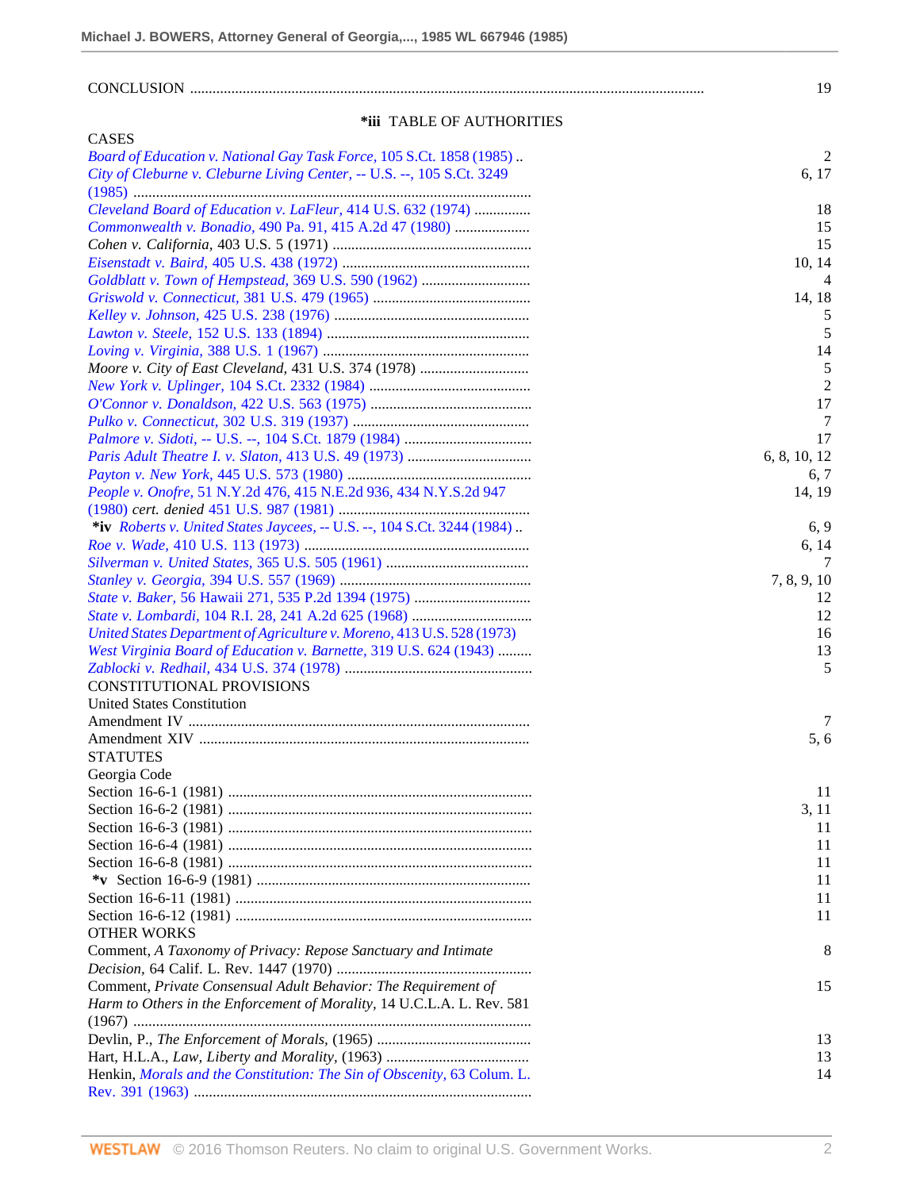CONCLUSION ........ 19

*iii TABLE OF AUTHORITIES

CASES

| Case | Page |
| --- | --- |
| *Board of Education v. National Gay Task Force,* 105 S.Ct. 1858 (1985) | 2 |
| *City of Cleburne v. Cleburne Living Center,* -- U.S. --, 105 S.Ct. 3249 (1985) | 6, 17 |
| *Cleveland Board of Education v. LaFleur,* 414 U.S. 632 (1974) | 18 |
| *Commonwealth v. Bonadio,* 490 Pa. 91, 415 A.2d 47 (1980) | 15 |
| *Cohen v. California,* 403 U.S. 5 (1971) | 15 |
| *Eisenstadt v. Baird,* 405 U.S. 438 (1972) | 10, 14 |
| *Goldblatt v. Town of Hempstead,* 369 U.S. 590 (1962) | 4 |
| *Griswold v. Connecticut,* 381 U.S. 479 (1965) | 14, 18 |
| *Kelley v. Johnson,* 425 U.S. 238 (1976) | 5 |
| *Lawton v. Steele,* 152 U.S. 133 (1894) | 5 |
| *Loving v. Virginia,* 388 U.S. 1 (1967) | 14 |
| *Moore v. City of East Cleveland,* 431 U.S. 374 (1978) | 5 |
| *New York v. Uplinger,* 104 S.Ct. 2332 (1984) | 2 |
| *O'Connor v. Donaldson,* 422 U.S. 563 (1975) | 17 |
| *Pulko v. Connecticut,* 302 U.S. 319 (1937) | 7 |
| *Palmore v. Sidoti,* -- U.S. --, 104 S.Ct. 1879 (1984) | 17 |
| *Paris Adult Theatre I. v. Slaton,* 413 U.S. 49 (1973) | 6, 8, 10, 12 |
| *Payton v. New York,* 445 U.S. 573 (1980) | 6, 7 |
| *People v. Onofre,* 51 N.Y.2d 476, 415 N.E.2d 936, 434 N.Y.S.2d 947 (1980) *cert. denied* 451 U.S. 987 (1981) | 14, 19 |
| *iv *Roberts v. United States Jaycees,* -- U.S. --, 104 S.Ct. 3244 (1984) | 6, 9 |
| *Roe v. Wade,* 410 U.S. 113 (1973) | 6, 14 |
| *Silverman v. United States,* 365 U.S. 505 (1961) | 7 |
| *Stanley v. Georgia,* 394 U.S. 557 (1969) | 7, 8, 9, 10 |
| *State v. Baker,* 56 Hawaii 271, 535 P.2d 1394 (1975) | 12 |
| *State v. Lombardi,* 104 R.I. 28, 241 A.2d 625 (1968) | 12 |
| *United States Department of Agriculture v. Moreno,* 413 U.S. 528 (1973) | 16 |
| *West Virginia Board of Education v. Barnette,* 319 U.S. 624 (1943) | 13 |
| *Zablocki v. Redhail,* 434 U.S. 374 (1978) | 5 |

CONSTITUTIONAL PROVISIONS

United States Constitution

| Provision | Page |
| --- | --- |
| Amendment IV | 7 |
| Amendment XIV | 5, 6 |

STATUTES

Georgia Code

| Section | Page |
| --- | --- |
| Section 16-6-1 (1981) | 11 |
| Section 16-6-2 (1981) | 3, 11 |
| Section 16-6-3 (1981) | 11 |
| Section 16-6-4 (1981) | 11 |
| Section 16-6-8 (1981) | 11 |
| *v Section 16-6-9 (1981) | 11 |
| Section 16-6-11 (1981) | 11 |
| Section 16-6-12 (1981) | 11 |

OTHER WORKS

| Work | Page |
| --- | --- |
| Comment, *A Taxonomy of Privacy: Repose Sanctuary and Intimate Decision,* 64 Calif. L. Rev. 1447 (1970) | 8 |
| Comment, *Private Consensual Adult Behavior: The Requirement of Harm to Others in the Enforcement of Morality,* 14 U.C.L.A. L. Rev. 581 (1967) | 15 |
| Devlin, P., *The Enforcement of Morals,* (1965) | 13 |
| Hart, H.L.A., *Law, Liberty and Morality,* (1963) | 13 |
| Henkin, *Morals and the Constitution: The Sin of Obscenity,* 63 Colum. L. Rev. 391 (1963) | 14 |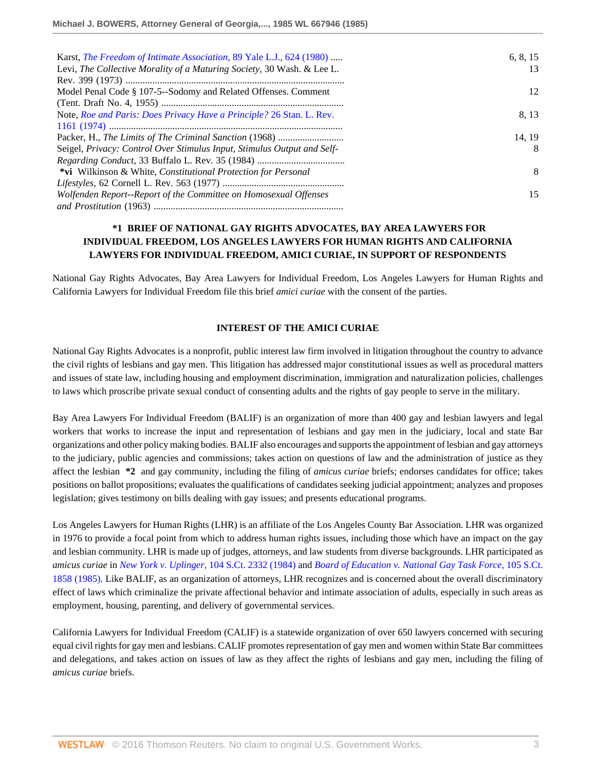| | |
|---|---|
| Karst, *The Freedom of Intimate Association,* 89 Yale L.J., 624 (1980) ..... | 6, 8, 15 |
| Levi, *The Collective Morality of a Maturing Society,* 30 Wash. & Lee L. Rev. 399 (1973) .......................................................................................... | 13 |
| Model Penal Code § 107-5--Sodomy and Related Offenses. Comment (Tent. Draft No. 4, 1955) .......................................................................... | 12 |
| Note, *Roe and Paris: Does Privacy Have a Principle?* 26 Stan. L. Rev. 1161 (1974) ................................................................................ | 8, 13 |
| Packer, H., *The Limits of The Criminal Sanction* (1968) ........................... | 14, 19 |
| Seigel, *Privacy: Control Over Stimulus Input, Stimulus Output and Self-Regarding Conduct,* 33 Buffalo L. Rev. 35 (1984) .................................... | 8 |
| **\*vi** Wilkinson & White, *Constitutional Protection for Personal Lifestyles,* 62 Cornell L. Rev. 563 (1977) ................................................. | 8 |
| *Wolfenden Report--Report of the Committee on Homosexual Offenses and Prostitution* (1963) ............................................................................ | 15 |

**\*1 BRIEF OF NATIONAL GAY RIGHTS ADVOCATES, BAY AREA LAWYERS FOR INDIVIDUAL FREEDOM, LOS ANGELES LAWYERS FOR HUMAN RIGHTS AND CALIFORNIA LAWYERS FOR INDIVIDUAL FREEDOM, AMICI CURIAE, IN SUPPORT OF RESPONDENTS**

National Gay Rights Advocates, Bay Area Lawyers for Individual Freedom, Los Angeles Lawyers for Human Rights and California Lawyers for Individual Freedom file this brief *amici curiae* with the consent of the parties.

## INTEREST OF THE AMICI CURIAE

National Gay Rights Advocates is a nonprofit, public interest law firm involved in litigation throughout the country to advance the civil rights of lesbians and gay men. This litigation has addressed major constitutional issues as well as procedural matters and issues of state law, including housing and employment discrimination, immigration and naturalization policies, challenges to laws which proscribe private sexual conduct of consenting adults and the rights of gay people to serve in the military.

Bay Area Lawyers For Individual Freedom (BALIF) is an organization of more than 400 gay and lesbian lawyers and legal workers that works to increase the input and representation of lesbians and gay men in the judiciary, local and state Bar organizations and other policy making bodies. BALIF also encourages and supports the appointment of lesbian and gay attorneys to the judiciary, public agencies and commissions; takes action on questions of law and the administration of justice as they affect the lesbian **\*2** and gay community, including the filing of *amicus curiae* briefs; endorses candidates for office; takes positions on ballot propositions; evaluates the qualifications of candidates seeking judicial appointment; analyzes and proposes legislation; gives testimony on bills dealing with gay issues; and presents educational programs.

Los Angeles Lawyers for Human Rights (LHR) is an affiliate of the Los Angeles County Bar Association. LHR was organized in 1976 to provide a focal point from which to address human rights issues, including those which have an impact on the gay and lesbian community. LHR is made up of judges, attorneys, and law students from diverse backgrounds. LHR participated as *amicus curiae* in *New York v. Uplinger,* 104 S.Ct. 2332 (1984) and *Board of Education v. National Gay Task Force,* 105 S.Ct. 1858 (1985). Like BALIF, as an organization of attorneys, LHR recognizes and is concerned about the overall discriminatory effect of laws which criminalize the private affectional behavior and intimate association of adults, especially in such areas as employment, housing, parenting, and delivery of governmental services.

California Lawyers for Individual Freedom (CALIF) is a statewide organization of over 650 lawyers concerned with securing equal civil rights for gay men and lesbians. CALIF promotes representation of gay men and women within State Bar committees and delegations, and takes action on issues of law as they affect the rights of lesbians and gay men, including the filing of *amicus curiae* briefs.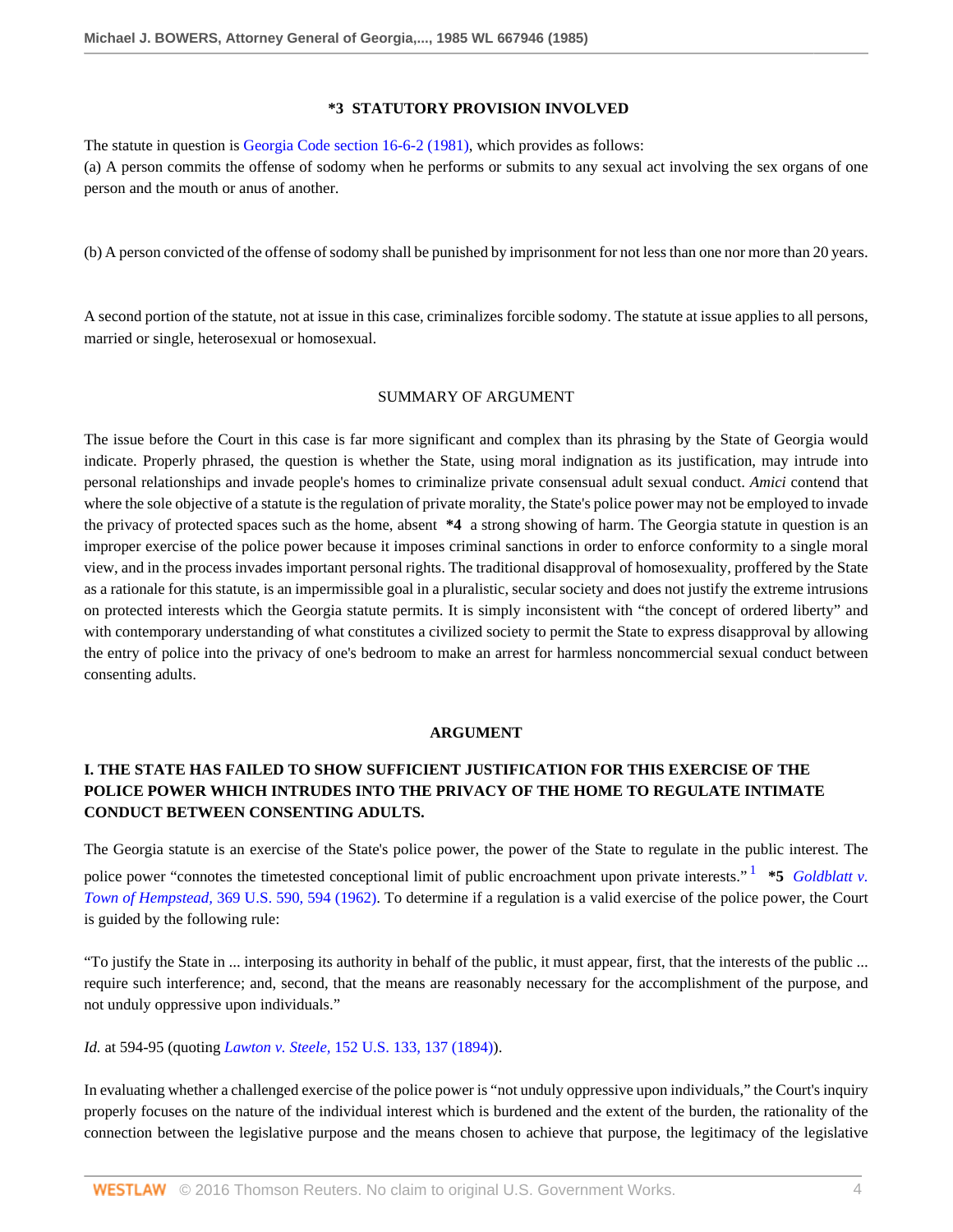**\*3 STATUTORY PROVISION INVOLVED**

The statute in question is Georgia Code section 16-6-2 (1981), which provides as follows:
(a) A person commits the offense of sodomy when he performs or submits to any sexual act involving the sex organs of one person and the mouth or anus of another.

(b) A person convicted of the offense of sodomy shall be punished by imprisonment for not less than one nor more than 20 years.

A second portion of the statute, not at issue in this case, criminalizes forcible sodomy. The statute at issue applies to all persons, married or single, heterosexual or homosexual.

SUMMARY OF ARGUMENT

The issue before the Court in this case is far more significant and complex than its phrasing by the State of Georgia would indicate. Properly phrased, the question is whether the State, using moral indignation as its justification, may intrude into personal relationships and invade people's homes to criminalize private consensual adult sexual conduct. *Amici* contend that where the sole objective of a statute is the regulation of private morality, the State's police power may not be employed to invade the privacy of protected spaces such as the home, absent **\*4** a strong showing of harm. The Georgia statute in question is an improper exercise of the police power because it imposes criminal sanctions in order to enforce conformity to a single moral view, and in the process invades important personal rights. The traditional disapproval of homosexuality, proffered by the State as a rationale for this statute, is an impermissible goal in a pluralistic, secular society and does not justify the extreme intrusions on protected interests which the Georgia statute permits. It is simply inconsistent with "the concept of ordered liberty" and with contemporary understanding of what constitutes a civilized society to permit the State to express disapproval by allowing the entry of police into the privacy of one's bedroom to make an arrest for harmless noncommercial sexual conduct between consenting adults.

**ARGUMENT**

**I. THE STATE HAS FAILED TO SHOW SUFFICIENT JUSTIFICATION FOR THIS EXERCISE OF THE POLICE POWER WHICH INTRUDES INTO THE PRIVACY OF THE HOME TO REGULATE INTIMATE CONDUCT BETWEEN CONSENTING ADULTS.**

The Georgia statute is an exercise of the State's police power, the power of the State to regulate in the public interest. The police power "connotes the timetested conceptional limit of public encroachment upon private interests."[1] **\*5** *Goldblatt v. Town of Hempstead,* 369 U.S. 590, 594 (1962). To determine if a regulation is a valid exercise of the police power, the Court is guided by the following rule:

"To justify the State in ... interposing its authority in behalf of the public, it must appear, first, that the interests of the public ... require such interference; and, second, that the means are reasonably necessary for the accomplishment of the purpose, and not unduly oppressive upon individuals."

*Id.* at 594-95 (quoting *Lawton v. Steele,* 152 U.S. 133, 137 (1894)).

In evaluating whether a challenged exercise of the police power is "not unduly oppressive upon individuals," the Court's inquiry properly focuses on the nature of the individual interest which is burdened and the extent of the burden, the rationality of the connection between the legislative purpose and the means chosen to achieve that purpose, the legitimacy of the legislative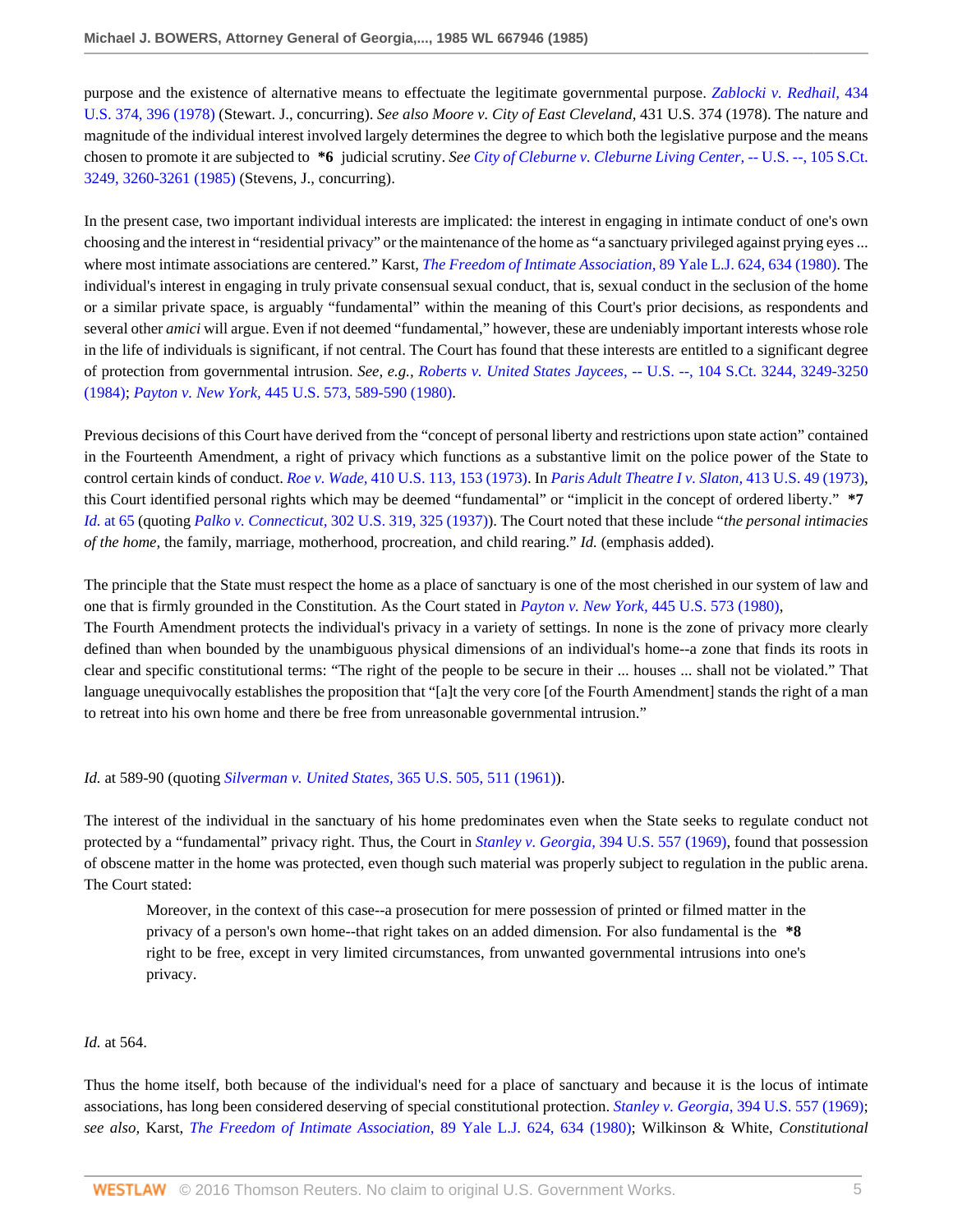purpose and the existence of alternative means to effectuate the legitimate governmental purpose. *Zablocki v. Redhail,* 434 U.S. 374, 396 (1978) (Stewart. J., concurring). *See also Moore v. City of East Cleveland*, 431 U.S. 374 (1978). The nature and magnitude of the individual interest involved largely determines the degree to which both the legislative purpose and the means chosen to promote it are subjected to **\*6** judicial scrutiny. *See City of Cleburne v. Cleburne Living Center,* -- U.S. --, 105 S.Ct. 3249, 3260-3261 (1985) (Stevens, J., concurring).

In the present case, two important individual interests are implicated: the interest in engaging in intimate conduct of one's own choosing and the interest in "residential privacy" or the maintenance of the home as "a sanctuary privileged against prying eyes ... where most intimate associations are centered." Karst, *The Freedom of Intimate Association,* 89 Yale L.J. 624, 634 (1980). The individual's interest in engaging in truly private consensual sexual conduct, that is, sexual conduct in the seclusion of the home or a similar private space, is arguably "fundamental" within the meaning of this Court's prior decisions, as respondents and several other *amici* will argue. Even if not deemed "fundamental," however, these are undeniably important interests whose role in the life of individuals is significant, if not central. The Court has found that these interests are entitled to a significant degree of protection from governmental intrusion. *See, e.g., Roberts v. United States Jaycees,* -- U.S. --, 104 S.Ct. 3244, 3249-3250 (1984); *Payton v. New York,* 445 U.S. 573, 589-590 (1980).

Previous decisions of this Court have derived from the "concept of personal liberty and restrictions upon state action" contained in the Fourteenth Amendment, a right of privacy which functions as a substantive limit on the police power of the State to control certain kinds of conduct. *Roe v. Wade,* 410 U.S. 113, 153 (1973). In *Paris Adult Theatre I v. Slaton,* 413 U.S. 49 (1973), this Court identified personal rights which may be deemed "fundamental" or "implicit in the concept of ordered liberty." **\*7** *Id.* at 65 (quoting *Palko v. Connecticut,* 302 U.S. 319, 325 (1937)). The Court noted that these include "*the personal intimacies of the home,* the family, marriage, motherhood, procreation, and child rearing." *Id.* (emphasis added).

The principle that the State must respect the home as a place of sanctuary is one of the most cherished in our system of law and one that is firmly grounded in the Constitution. As the Court stated in *Payton v. New York,* 445 U.S. 573 (1980),

The Fourth Amendment protects the individual's privacy in a variety of settings. In none is the zone of privacy more clearly defined than when bounded by the unambiguous physical dimensions of an individual's home--a zone that finds its roots in clear and specific constitutional terms: "The right of the people to be secure in their ... houses ... shall not be violated." That language unequivocally establishes the proposition that "[a]t the very core [of the Fourth Amendment] stands the right of a man to retreat into his own home and there be free from unreasonable governmental intrusion."

*Id.* at 589-90 (quoting *Silverman v. United States,* 365 U.S. 505, 511 (1961)).

The interest of the individual in the sanctuary of his home predominates even when the State seeks to regulate conduct not protected by a "fundamental" privacy right. Thus, the Court in *Stanley v. Georgia,* 394 U.S. 557 (1969), found that possession of obscene matter in the home was protected, even though such material was properly subject to regulation in the public arena. The Court stated:

> Moreover, in the context of this case--a prosecution for mere possession of printed or filmed matter in the privacy of a person's own home--that right takes on an added dimension. For also fundamental is the **\*8** right to be free, except in very limited circumstances, from unwanted governmental intrusions into one's privacy.

*Id.* at 564.

Thus the home itself, both because of the individual's need for a place of sanctuary and because it is the locus of intimate associations, has long been considered deserving of special constitutional protection. *Stanley v. Georgia,* 394 U.S. 557 (1969); *see also,* Karst, *The Freedom of Intimate Association,* 89 Yale L.J. 624, 634 (1980); Wilkinson & White, *Constitutional*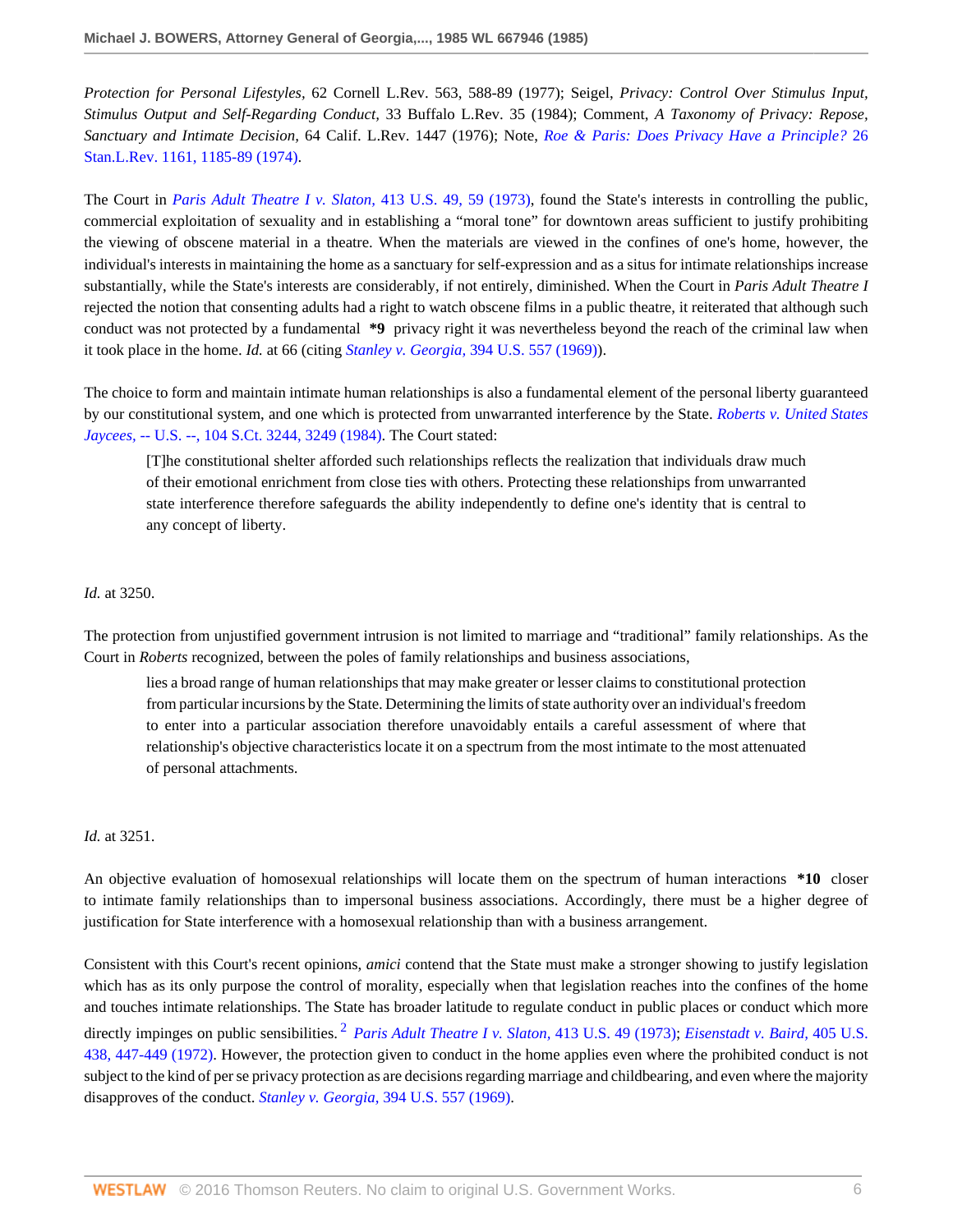*Protection for Personal Lifestyles*, 62 Cornell L.Rev. 563, 588-89 (1977); Seigel, *Privacy: Control Over Stimulus Input, Stimulus Output and Self-Regarding Conduct*, 33 Buffalo L.Rev. 35 (1984); Comment, *A Taxonomy of Privacy: Repose, Sanctuary and Intimate Decision*, 64 Calif. L.Rev. 1447 (1976); Note, *Roe & Paris: Does Privacy Have a Principle?* 26 Stan.L.Rev. 1161, 1185-89 (1974).

The Court in *Paris Adult Theatre I v. Slaton*, 413 U.S. 49, 59 (1973), found the State's interests in controlling the public, commercial exploitation of sexuality and in establishing a "moral tone" for downtown areas sufficient to justify prohibiting the viewing of obscene material in a theatre. When the materials are viewed in the confines of one's home, however, the individual's interests in maintaining the home as a sanctuary for self-expression and as a situs for intimate relationships increase substantially, while the State's interests are considerably, if not entirely, diminished. When the Court in *Paris Adult Theatre I* rejected the notion that consenting adults had a right to watch obscene films in a public theatre, it reiterated that although such conduct was not protected by a fundamental **\*9** privacy right it was nevertheless beyond the reach of the criminal law when it took place in the home. *Id.* at 66 (citing *Stanley v. Georgia*, 394 U.S. 557 (1969)).

The choice to form and maintain intimate human relationships is also a fundamental element of the personal liberty guaranteed by our constitutional system, and one which is protected from unwarranted interference by the State. *Roberts v. United States Jaycees*, -- U.S. --, 104 S.Ct. 3244, 3249 (1984). The Court stated:

> [T]he constitutional shelter afforded such relationships reflects the realization that individuals draw much of their emotional enrichment from close ties with others. Protecting these relationships from unwarranted state interference therefore safeguards the ability independently to define one's identity that is central to any concept of liberty.

*Id.* at 3250.

The protection from unjustified government intrusion is not limited to marriage and "traditional" family relationships. As the Court in *Roberts* recognized, between the poles of family relationships and business associations,

> lies a broad range of human relationships that may make greater or lesser claims to constitutional protection from particular incursions by the State. Determining the limits of state authority over an individual's freedom to enter into a particular association therefore unavoidably entails a careful assessment of where that relationship's objective characteristics locate it on a spectrum from the most intimate to the most attenuated of personal attachments.

*Id.* at 3251.

An objective evaluation of homosexual relationships will locate them on the spectrum of human interactions **\*10** closer to intimate family relationships than to impersonal business associations. Accordingly, there must be a higher degree of justification for State interference with a homosexual relationship than with a business arrangement.

Consistent with this Court's recent opinions, *amici* contend that the State must make a stronger showing to justify legislation which has as its only purpose the control of morality, especially when that legislation reaches into the confines of the home and touches intimate relationships. The State has broader latitude to regulate conduct in public places or conduct which more directly impinges on public sensibilities.[2] *Paris Adult Theatre I v. Slaton*, 413 U.S. 49 (1973); *Eisenstadt v. Baird*, 405 U.S. 438, 447-449 (1972). However, the protection given to conduct in the home applies even where the prohibited conduct is not subject to the kind of per se privacy protection as are decisions regarding marriage and childbearing, and even where the majority disapproves of the conduct. *Stanley v. Georgia*, 394 U.S. 557 (1969).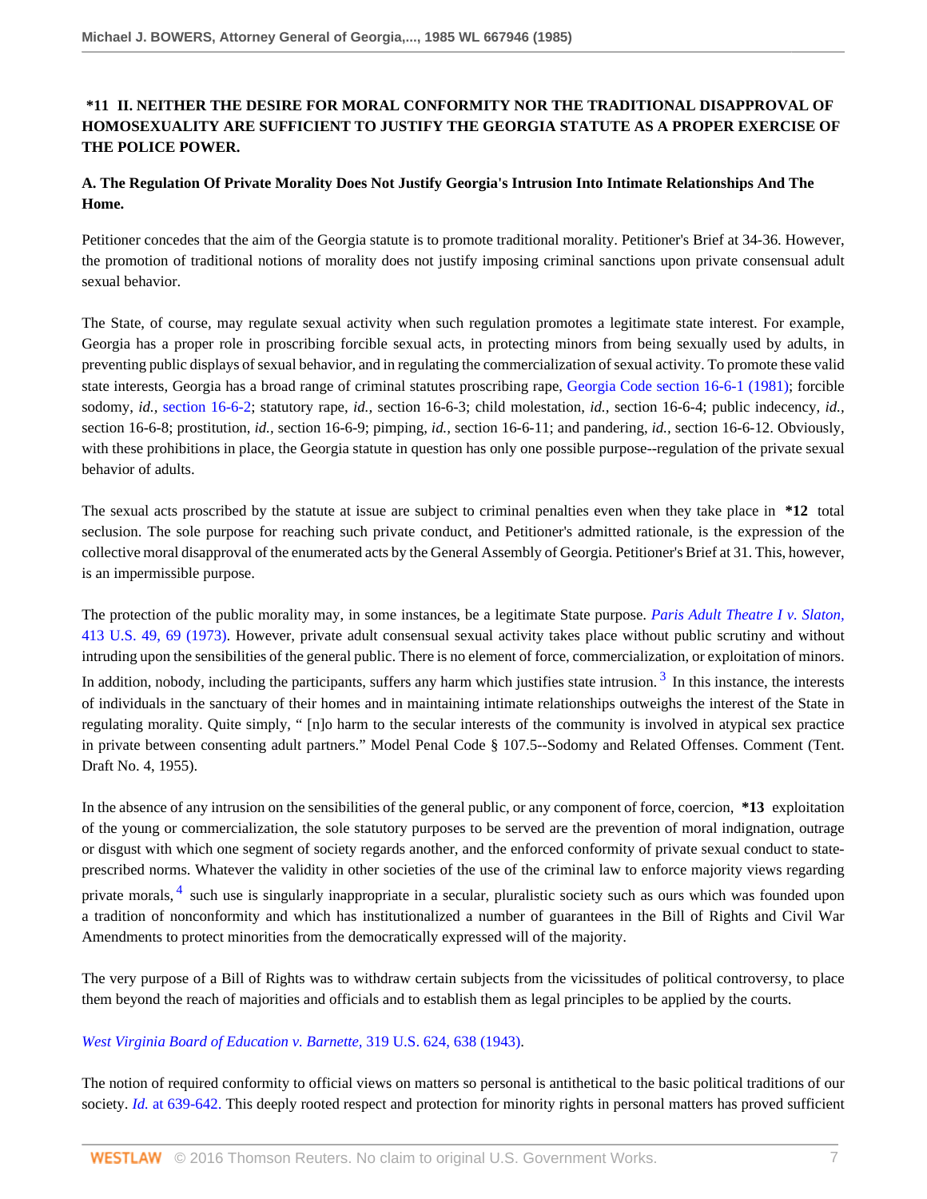**\*11 II. NEITHER THE DESIRE FOR MORAL CONFORMITY NOR THE TRADITIONAL DISAPPROVAL OF HOMOSEXUALITY ARE SUFFICIENT TO JUSTIFY THE GEORGIA STATUTE AS A PROPER EXERCISE OF THE POLICE POWER.**

**A. The Regulation Of Private Morality Does Not Justify Georgia's Intrusion Into Intimate Relationships And The Home.**

Petitioner concedes that the aim of the Georgia statute is to promote traditional morality. Petitioner's Brief at 34-36. However, the promotion of traditional notions of morality does not justify imposing criminal sanctions upon private consensual adult sexual behavior.

The State, of course, may regulate sexual activity when such regulation promotes a legitimate state interest. For example, Georgia has a proper role in proscribing forcible sexual acts, in protecting minors from being sexually used by adults, in preventing public displays of sexual behavior, and in regulating the commercialization of sexual activity. To promote these valid state interests, Georgia has a broad range of criminal statutes proscribing rape, Georgia Code section 16-6-1 (1981); forcible sodomy, *id.,* section 16-6-2; statutory rape, *id.,* section 16-6-3; child molestation, *id.,* section 16-6-4; public indecency, *id.,* section 16-6-8; prostitution, *id.,* section 16-6-9; pimping, *id.,* section 16-6-11; and pandering, *id.,* section 16-6-12. Obviously, with these prohibitions in place, the Georgia statute in question has only one possible purpose--regulation of the private sexual behavior of adults.

The sexual acts proscribed by the statute at issue are subject to criminal penalties even when they take place in **\*12** total seclusion. The sole purpose for reaching such private conduct, and Petitioner's admitted rationale, is the expression of the collective moral disapproval of the enumerated acts by the General Assembly of Georgia. Petitioner's Brief at 31. This, however, is an impermissible purpose.

The protection of the public morality may, in some instances, be a legitimate State purpose. *Paris Adult Theatre I v. Slaton,* 413 U.S. 49, 69 (1973). However, private adult consensual sexual activity takes place without public scrutiny and without intruding upon the sensibilities of the general public. There is no element of force, commercialization, or exploitation of minors. In addition, nobody, including the participants, suffers any harm which justifies state intrusion. [3] In this instance, the interests of individuals in the sanctuary of their homes and in maintaining intimate relationships outweighs the interest of the State in regulating morality. Quite simply, " [n]o harm to the secular interests of the community is involved in atypical sex practice in private between consenting adult partners." Model Penal Code § 107.5--Sodomy and Related Offenses. Comment (Tent. Draft No. 4, 1955).

In the absence of any intrusion on the sensibilities of the general public, or any component of force, coercion, **\*13** exploitation of the young or commercialization, the sole statutory purposes to be served are the prevention of moral indignation, outrage or disgust with which one segment of society regards another, and the enforced conformity of private sexual conduct to state-prescribed norms. Whatever the validity in other societies of the use of the criminal law to enforce majority views regarding private morals, [4] such use is singularly inappropriate in a secular, pluralistic society such as ours which was founded upon a tradition of nonconformity and which has institutionalized a number of guarantees in the Bill of Rights and Civil War Amendments to protect minorities from the democratically expressed will of the majority.

The very purpose of a Bill of Rights was to withdraw certain subjects from the vicissitudes of political controversy, to place them beyond the reach of majorities and officials and to establish them as legal principles to be applied by the courts.

*West Virginia Board of Education v. Barnette,* 319 U.S. 624, 638 (1943).

The notion of required conformity to official views on matters so personal is antithetical to the basic political traditions of our society. *Id.* at 639-642. This deeply rooted respect and protection for minority rights in personal matters has proved sufficient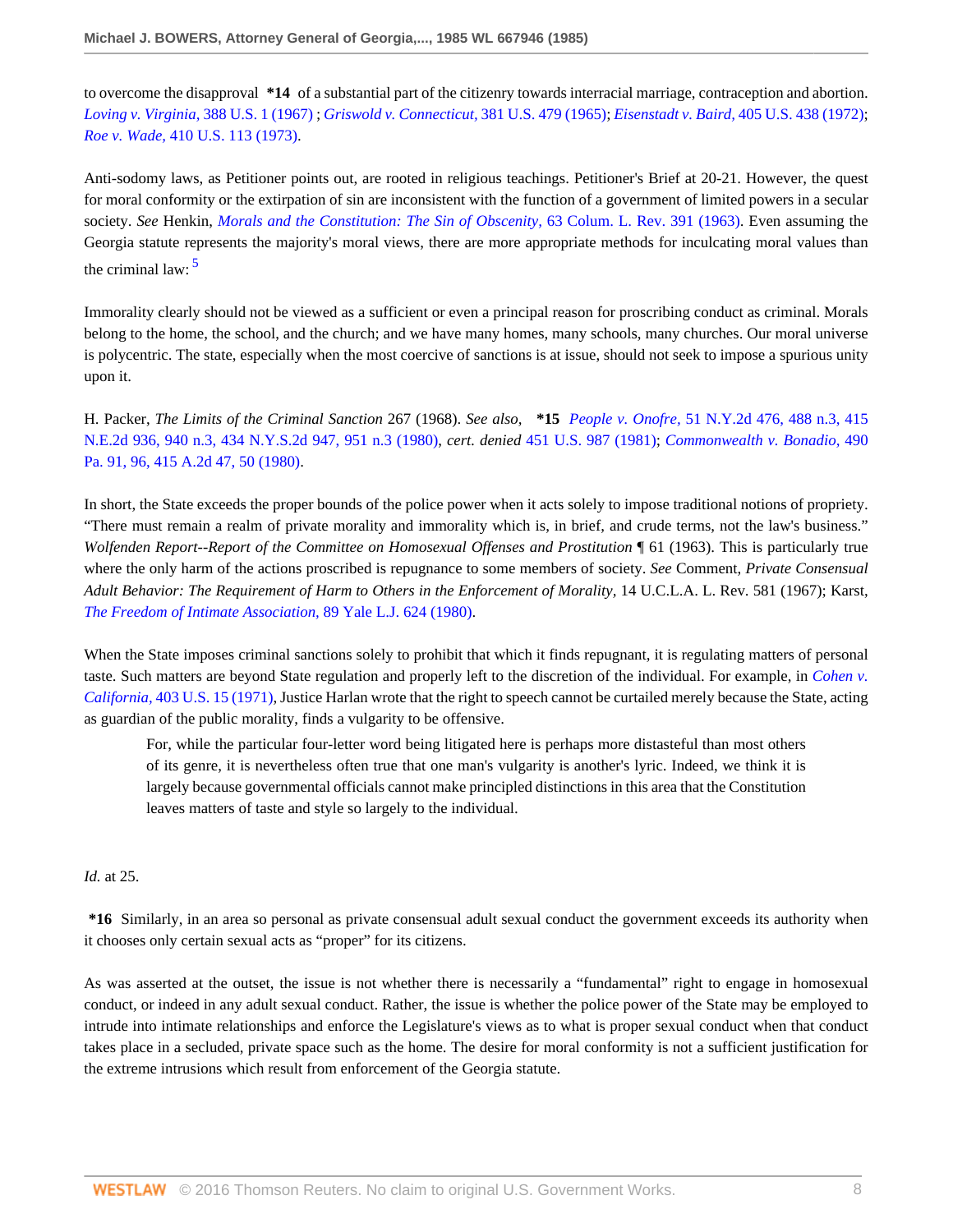to overcome the disapproval **\*14** of a substantial part of the citizenry towards interracial marriage, contraception and abortion. *Loving v. Virginia,* 388 U.S. 1 (1967) ; *Griswold v. Connecticut,* 381 U.S. 479 (1965); *Eisenstadt v. Baird,* 405 U.S. 438 (1972); *Roe v. Wade,* 410 U.S. 113 (1973).

Anti-sodomy laws, as Petitioner points out, are rooted in religious teachings. Petitioner's Brief at 20-21. However, the quest for moral conformity or the extirpation of sin are inconsistent with the function of a government of limited powers in a secular society. *See* Henkin, *Morals and the Constitution: The Sin of Obscenity,* 63 Colum. L. Rev. 391 (1963). Even assuming the Georgia statute represents the majority's moral views, there are more appropriate methods for inculcating moral values than the criminal law: [5]

> Immorality clearly should not be viewed as a sufficient or even a principal reason for proscribing conduct as criminal. Morals belong to the home, the school, and the church; and we have many homes, many schools, many churches. Our moral universe is polycentric. The state, especially when the most coercive of sanctions is at issue, should not seek to impose a spurious unity upon it.

H. Packer, *The Limits of the Criminal Sanction* 267 (1968). *See also,* **\*15** *People v. Onofre,* 51 N.Y.2d 476, 488 n.3, 415 N.E.2d 936, 940 n.3, 434 N.Y.S.2d 947, 951 n.3 (1980), *cert. denied* 451 U.S. 987 (1981); *Commonwealth v. Bonadio,* 490 Pa. 91, 96, 415 A.2d 47, 50 (1980).

In short, the State exceeds the proper bounds of the police power when it acts solely to impose traditional notions of propriety. "There must remain a realm of private morality and immorality which is, in brief, and crude terms, not the law's business." *Wolfenden Report--Report of the Committee on Homosexual Offenses and Prostitution* ¶ 61 (1963). This is particularly true where the only harm of the actions proscribed is repugnance to some members of society. *See* Comment, *Private Consensual Adult Behavior: The Requirement of Harm to Others in the Enforcement of Morality,* 14 U.C.L.A. L. Rev. 581 (1967); Karst, *The Freedom of Intimate Association,* 89 Yale L.J. 624 (1980).

When the State imposes criminal sanctions solely to prohibit that which it finds repugnant, it is regulating matters of personal taste. Such matters are beyond State regulation and properly left to the discretion of the individual. For example, in *Cohen v. California,* 403 U.S. 15 (1971), Justice Harlan wrote that the right to speech cannot be curtailed merely because the State, acting as guardian of the public morality, finds a vulgarity to be offensive.

> For, while the particular four-letter word being litigated here is perhaps more distasteful than most others of its genre, it is nevertheless often true that one man's vulgarity is another's lyric. Indeed, we think it is largely because governmental officials cannot make principled distinctions in this area that the Constitution leaves matters of taste and style so largely to the individual.

*Id.* at 25.

**\*16** Similarly, in an area so personal as private consensual adult sexual conduct the government exceeds its authority when it chooses only certain sexual acts as "proper" for its citizens.

As was asserted at the outset, the issue is not whether there is necessarily a "fundamental" right to engage in homosexual conduct, or indeed in any adult sexual conduct. Rather, the issue is whether the police power of the State may be employed to intrude into intimate relationships and enforce the Legislature's views as to what is proper sexual conduct when that conduct takes place in a secluded, private space such as the home. The desire for moral conformity is not a sufficient justification for the extreme intrusions which result from enforcement of the Georgia statute.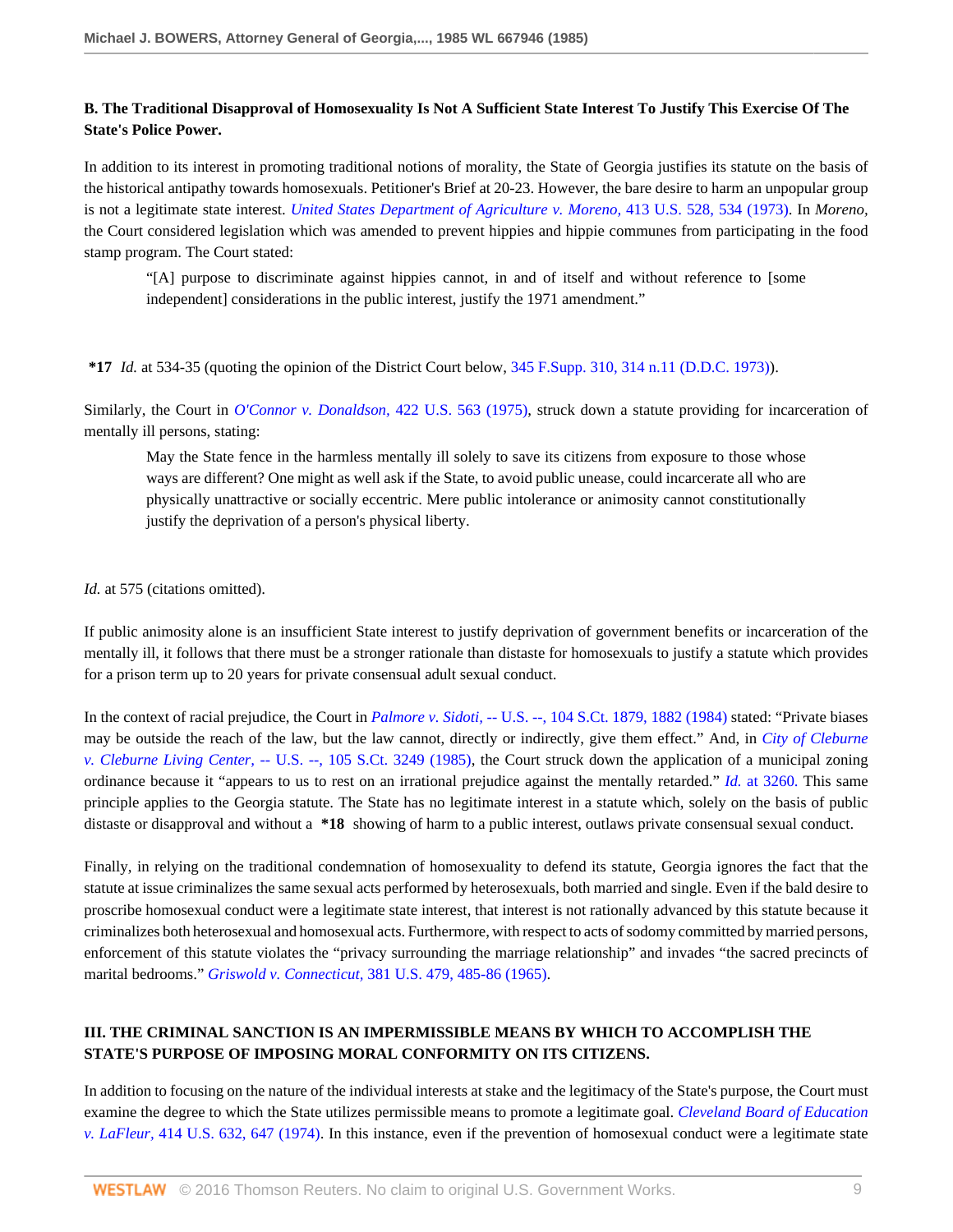**B. The Traditional Disapproval of Homosexuality Is Not A Sufficient State Interest To Justify This Exercise Of The State's Police Power.**

In addition to its interest in promoting traditional notions of morality, the State of Georgia justifies its statute on the basis of the historical antipathy towards homosexuals. Petitioner's Brief at 20-23. However, the bare desire to harm an unpopular group is not a legitimate state interest. *United States Department of Agriculture v. Moreno,* 413 U.S. 528, 534 (1973). In *Moreno,* the Court considered legislation which was amended to prevent hippies and hippie communes from participating in the food stamp program. The Court stated:

> "[A] purpose to discriminate against hippies cannot, in and of itself and without reference to [some independent] considerations in the public interest, justify the 1971 amendment."

**\*17** *Id.* at 534-35 (quoting the opinion of the District Court below, 345 F.Supp. 310, 314 n.11 (D.D.C. 1973)).

Similarly, the Court in *O'Connor v. Donaldson,* 422 U.S. 563 (1975), struck down a statute providing for incarceration of mentally ill persons, stating:

> May the State fence in the harmless mentally ill solely to save its citizens from exposure to those whose ways are different? One might as well ask if the State, to avoid public unease, could incarcerate all who are physically unattractive or socially eccentric. Mere public intolerance or animosity cannot constitutionally justify the deprivation of a person's physical liberty.

*Id.* at 575 (citations omitted).

If public animosity alone is an insufficient State interest to justify deprivation of government benefits or incarceration of the mentally ill, it follows that there must be a stronger rationale than distaste for homosexuals to justify a statute which provides for a prison term up to 20 years for private consensual adult sexual conduct.

In the context of racial prejudice, the Court in *Palmore v. Sidoti,* -- U.S. --, 104 S.Ct. 1879, 1882 (1984) stated: "Private biases may be outside the reach of the law, but the law cannot, directly or indirectly, give them effect." And, in *City of Cleburne v. Cleburne Living Center,* -- U.S. --, 105 S.Ct. 3249 (1985), the Court struck down the application of a municipal zoning ordinance because it "appears to us to rest on an irrational prejudice against the mentally retarded." *Id.* at 3260. This same principle applies to the Georgia statute. The State has no legitimate interest in a statute which, solely on the basis of public distaste or disapproval and without a **\*18** showing of harm to a public interest, outlaws private consensual sexual conduct.

Finally, in relying on the traditional condemnation of homosexuality to defend its statute, Georgia ignores the fact that the statute at issue criminalizes the same sexual acts performed by heterosexuals, both married and single. Even if the bald desire to proscribe homosexual conduct were a legitimate state interest, that interest is not rationally advanced by this statute because it criminalizes both heterosexual and homosexual acts. Furthermore, with respect to acts of sodomy committed by married persons, enforcement of this statute violates the "privacy surrounding the marriage relationship" and invades "the sacred precincts of marital bedrooms." *Griswold v. Connecticut,* 381 U.S. 479, 485-86 (1965).

## III. THE CRIMINAL SANCTION IS AN IMPERMISSIBLE MEANS BY WHICH TO ACCOMPLISH THE STATE'S PURPOSE OF IMPOSING MORAL CONFORMITY ON ITS CITIZENS.

In addition to focusing on the nature of the individual interests at stake and the legitimacy of the State's purpose, the Court must examine the degree to which the State utilizes permissible means to promote a legitimate goal. *Cleveland Board of Education v. LaFleur,* 414 U.S. 632, 647 (1974). In this instance, even if the prevention of homosexual conduct were a legitimate state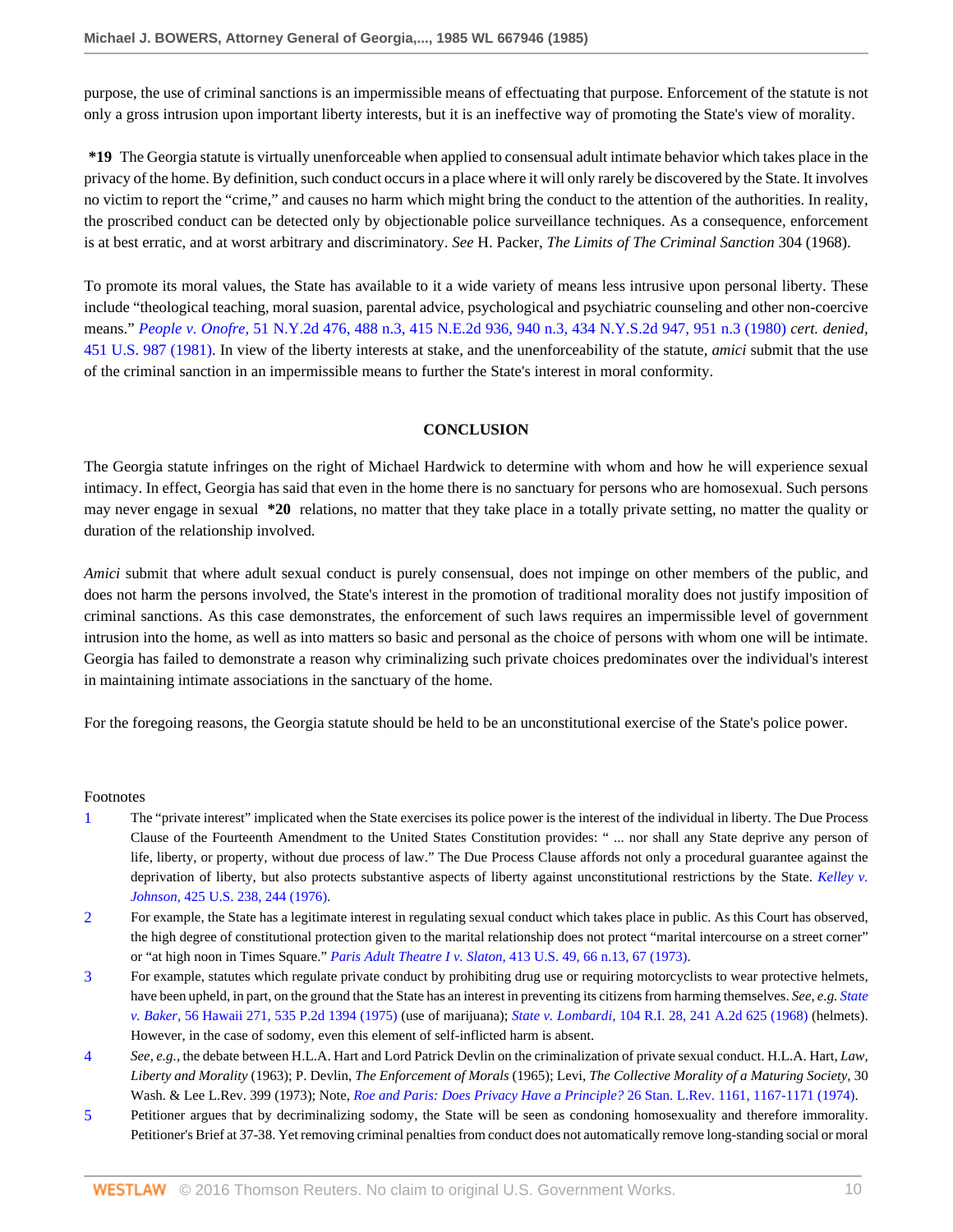purpose, the use of criminal sanctions is an impermissible means of effectuating that purpose. Enforcement of the statute is not only a gross intrusion upon important liberty interests, but it is an ineffective way of promoting the State's view of morality.

**\*19** The Georgia statute is virtually unenforceable when applied to consensual adult intimate behavior which takes place in the privacy of the home. By definition, such conduct occurs in a place where it will only rarely be discovered by the State. It involves no victim to report the "crime," and causes no harm which might bring the conduct to the attention of the authorities. In reality, the proscribed conduct can be detected only by objectionable police surveillance techniques. As a consequence, enforcement is at best erratic, and at worst arbitrary and discriminatory. *See* H. Packer, *The Limits of The Criminal Sanction* 304 (1968).

To promote its moral values, the State has available to it a wide variety of means less intrusive upon personal liberty. These include "theological teaching, moral suasion, parental advice, psychological and psychiatric counseling and other non-coercive means." *People v. Onofre,* 51 N.Y.2d 476, 488 n.3, 415 N.E.2d 936, 940 n.3, 434 N.Y.S.2d 947, 951 n.3 (1980) *cert. denied,* 451 U.S. 987 (1981). In view of the liberty interests at stake, and the unenforceability of the statute, *amici* submit that the use of the criminal sanction in an impermissible means to further the State's interest in moral conformity.

## CONCLUSION

The Georgia statute infringes on the right of Michael Hardwick to determine with whom and how he will experience sexual intimacy. In effect, Georgia has said that even in the home there is no sanctuary for persons who are homosexual. Such persons may never engage in sexual **\*20** relations, no matter that they take place in a totally private setting, no matter the quality or duration of the relationship involved.

*Amici* submit that where adult sexual conduct is purely consensual, does not impinge on other members of the public, and does not harm the persons involved, the State's interest in the promotion of traditional morality does not justify imposition of criminal sanctions. As this case demonstrates, the enforcement of such laws requires an impermissible level of government intrusion into the home, as well as into matters so basic and personal as the choice of persons with whom one will be intimate. Georgia has failed to demonstrate a reason why criminalizing such private choices predominates over the individual's interest in maintaining intimate associations in the sanctuary of the home.

For the foregoing reasons, the Georgia statute should be held to be an unconstitutional exercise of the State's police power.

Footnotes

1. The "private interest" implicated when the State exercises its police power is the interest of the individual in liberty. The Due Process Clause of the Fourteenth Amendment to the United States Constitution provides: " ... nor shall any State deprive any person of life, liberty, or property, without due process of law." The Due Process Clause affords not only a procedural guarantee against the deprivation of liberty, but also protects substantive aspects of liberty against unconstitutional restrictions by the State. *Kelley v. Johnson,* 425 U.S. 238, 244 (1976).
2. For example, the State has a legitimate interest in regulating sexual conduct which takes place in public. As this Court has observed, the high degree of constitutional protection given to the marital relationship does not protect "marital intercourse on a street corner" or "at high noon in Times Square." *Paris Adult Theatre I v. Slaton,* 413 U.S. 49, 66 n.13, 67 (1973).
3. For example, statutes which regulate private conduct by prohibiting drug use or requiring motorcyclists to wear protective helmets, have been upheld, in part, on the ground that the State has an interest in preventing its citizens from harming themselves. *See, e.g. State v. Baker,* 56 Hawaii 271, 535 P.2d 1394 (1975) (use of marijuana); *State v. Lombardi,* 104 R.I. 28, 241 A.2d 625 (1968) (helmets). However, in the case of sodomy, even this element of self-inflicted harm is absent.
4. *See, e.g.,* the debate between H.L.A. Hart and Lord Patrick Devlin on the criminalization of private sexual conduct. H.L.A. Hart, *Law, Liberty and Morality* (1963); P. Devlin, *The Enforcement of Morals* (1965); Levi, *The Collective Morality of a Maturing Society*, 30 Wash. & Lee L.Rev. 399 (1973); Note, *Roe and Paris: Does Privacy Have a Principle?* 26 Stan. L.Rev. 1161, 1167-1171 (1974).
5. Petitioner argues that by decriminalizing sodomy, the State will be seen as condoning homosexuality and therefore immorality. Petitioner's Brief at 37-38. Yet removing criminal penalties from conduct does not automatically remove long-standing social or moral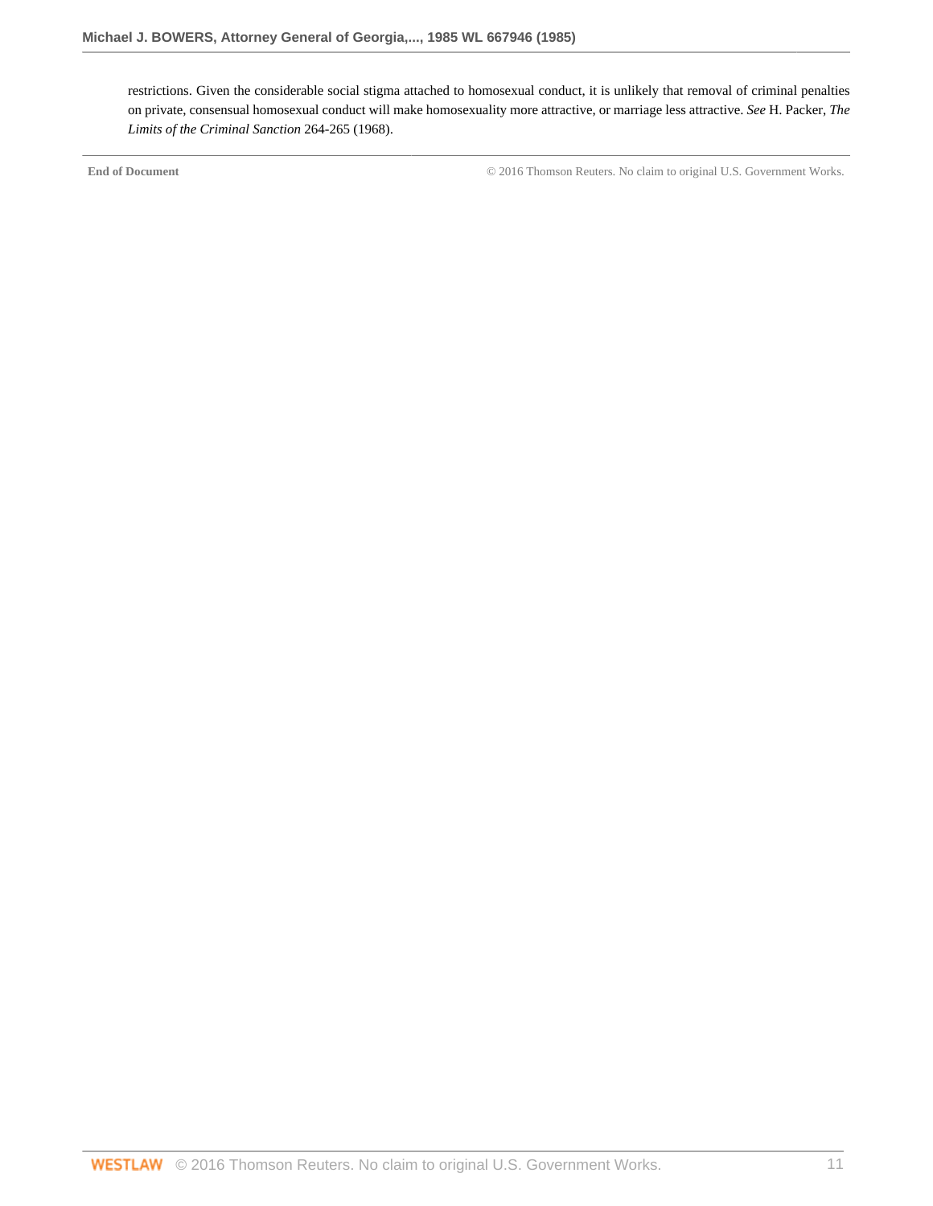restrictions. Given the considerable social stigma attached to homosexual conduct, it is unlikely that removal of criminal penalties on private, consensual homosexual conduct will make homosexuality more attractive, or marriage less attractive. *See* H. Packer, *The Limits of the Criminal Sanction* 264-265 (1968).

---

**End of Document** © 2016 Thomson Reuters. No claim to original U.S. Government Works.